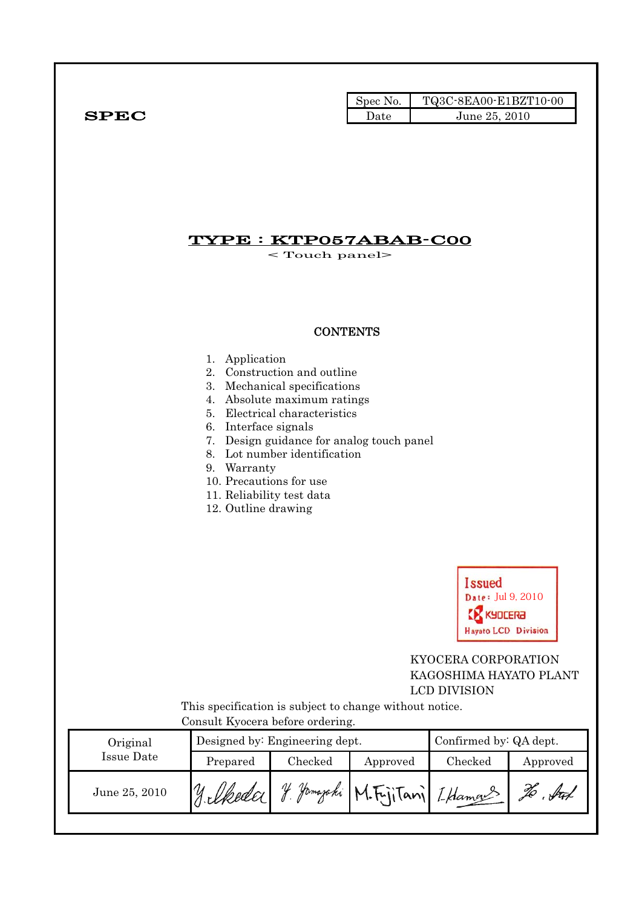| Spec No. | TQ3C-8EA00-E1BZT10-00 |
| --- | --- |
| Date | June 25, 2010 |

**SPEC**

# TYPE : KTP057ABAB-C00

< Touch panel>

## CONTENTS

1. Application
2. Construction and outline
3. Mechanical specifications
4. Absolute maximum ratings
5. Electrical characteristics
6. Interface signals
7. Design guidance for analog touch panel
8. Lot number identification
9. Warranty
10. Precautions for use
11. Reliability test data
12. Outline drawing

Issued
Date: Jul 9, 2010
KYOCERA
Hayato LCD Division

KYOCERA CORPORATION
KAGOSHIMA HAYATO PLANT
LCD DIVISION

This specification is subject to change without notice.
Consult Kyocera before ordering.

| Original Issue Date | Designed by: Engineering dept. | | | Confirmed by: QA dept. | |
| --- | --- | --- | --- | --- | --- |
| | Prepared | Checked | Approved | Checked | Approved |
| June 25, 2010 | Y. Ikeda | Y. Yamazaki | M. FujiTani | I. Hamano | |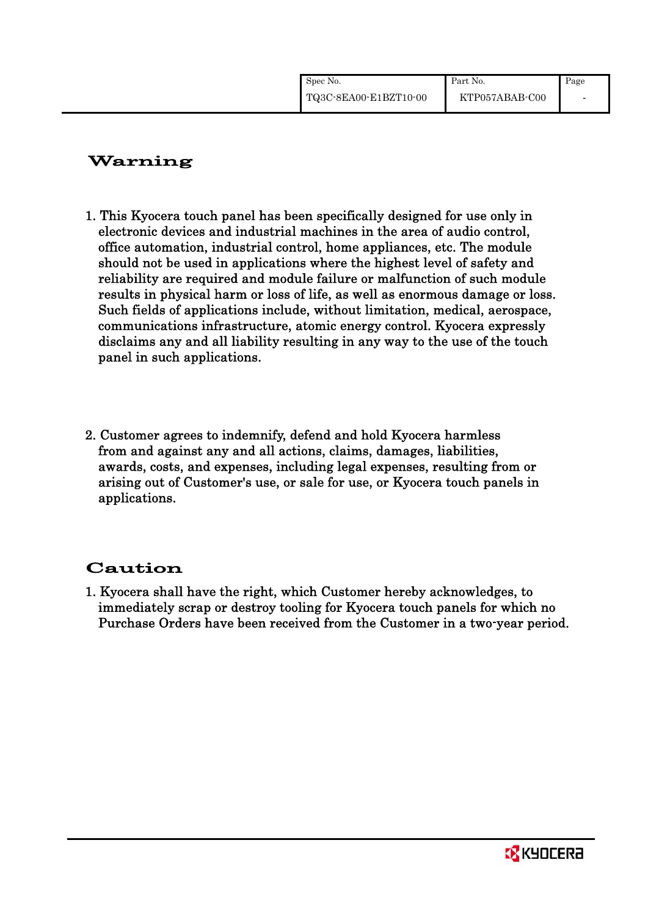## Warning

1. This Kyocera touch panel has been specifically designed for use only in electronic devices and industrial machines in the area of audio control, office automation, industrial control, home appliances, etc. The module should not be used in applications where the highest level of safety and reliability are required and module failure or malfunction of such module results in physical harm or loss of life, as well as enormous damage or loss. Such fields of applications include, without limitation, medical, aerospace, communications infrastructure, atomic energy control. Kyocera expressly disclaims any and all liability resulting in any way to the use of the touch panel in such applications.

2. Customer agrees to indemnify, defend and hold Kyocera harmless from and against any and all actions, claims, damages, liabilities, awards, costs, and expenses, including legal expenses, resulting from or arising out of Customer's use, or sale for use, or Kyocera touch panels in applications.

## Caution

1. Kyocera shall have the right, which Customer hereby acknowledges, to immediately scrap or destroy tooling for Kyocera touch panels for which no Purchase Orders have been received from the Customer in a two-year period.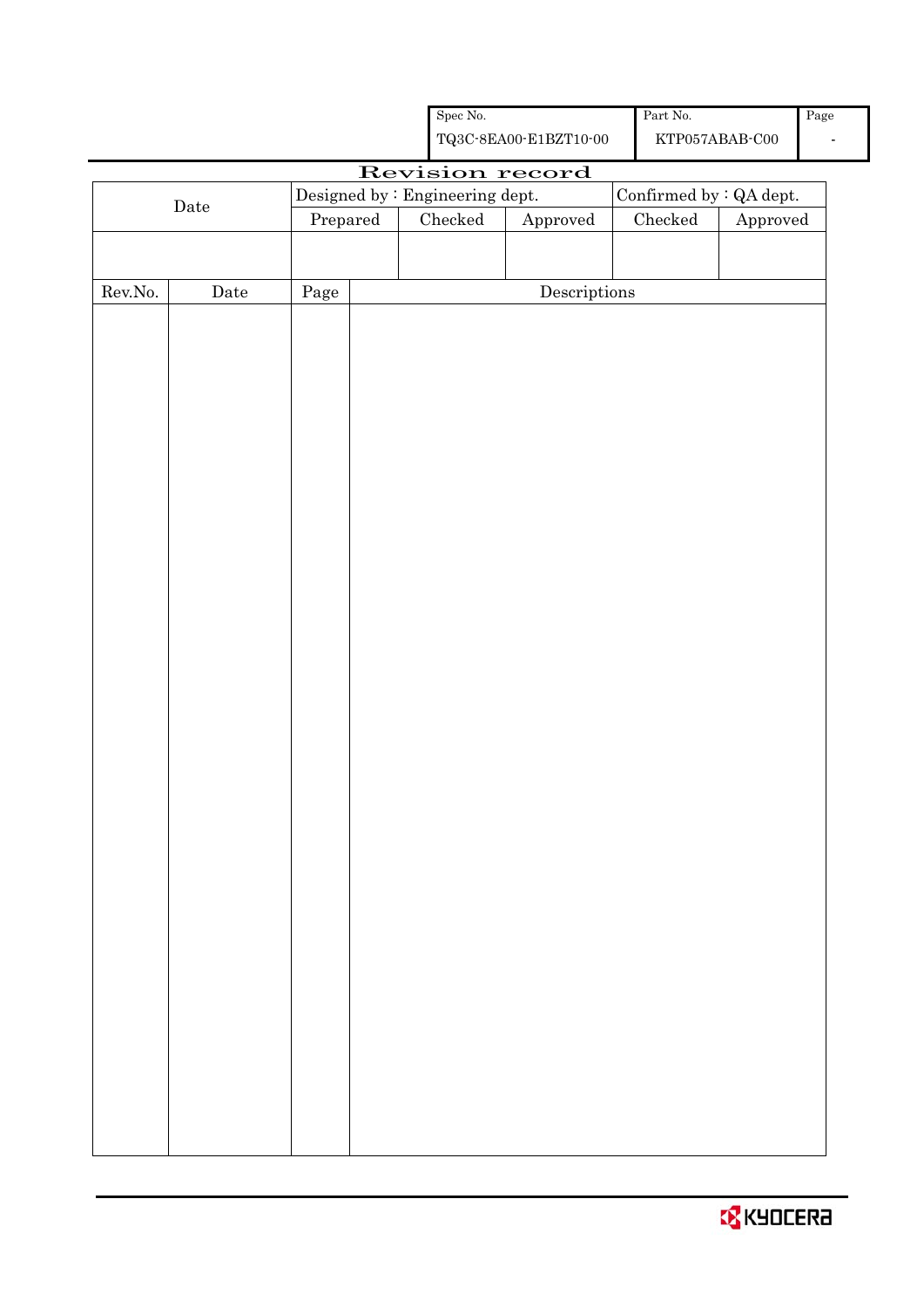| Spec No. | Part No. | Page |
|---|---|---|
| TQ3C-8EA00-E1BZT10-00 | KTP057ABAB-C00 | - |

# Revision record

| Date | Designed by : Engineering dept. | | | Confirmed by : QA dept. | |
|---|---|---|---|---|---|
| | Prepared | Checked | Approved | Checked | Approved |
| | | | | | |

| Rev.No. | Date | Page | Descriptions |
|---|---|---|---|
| | | | |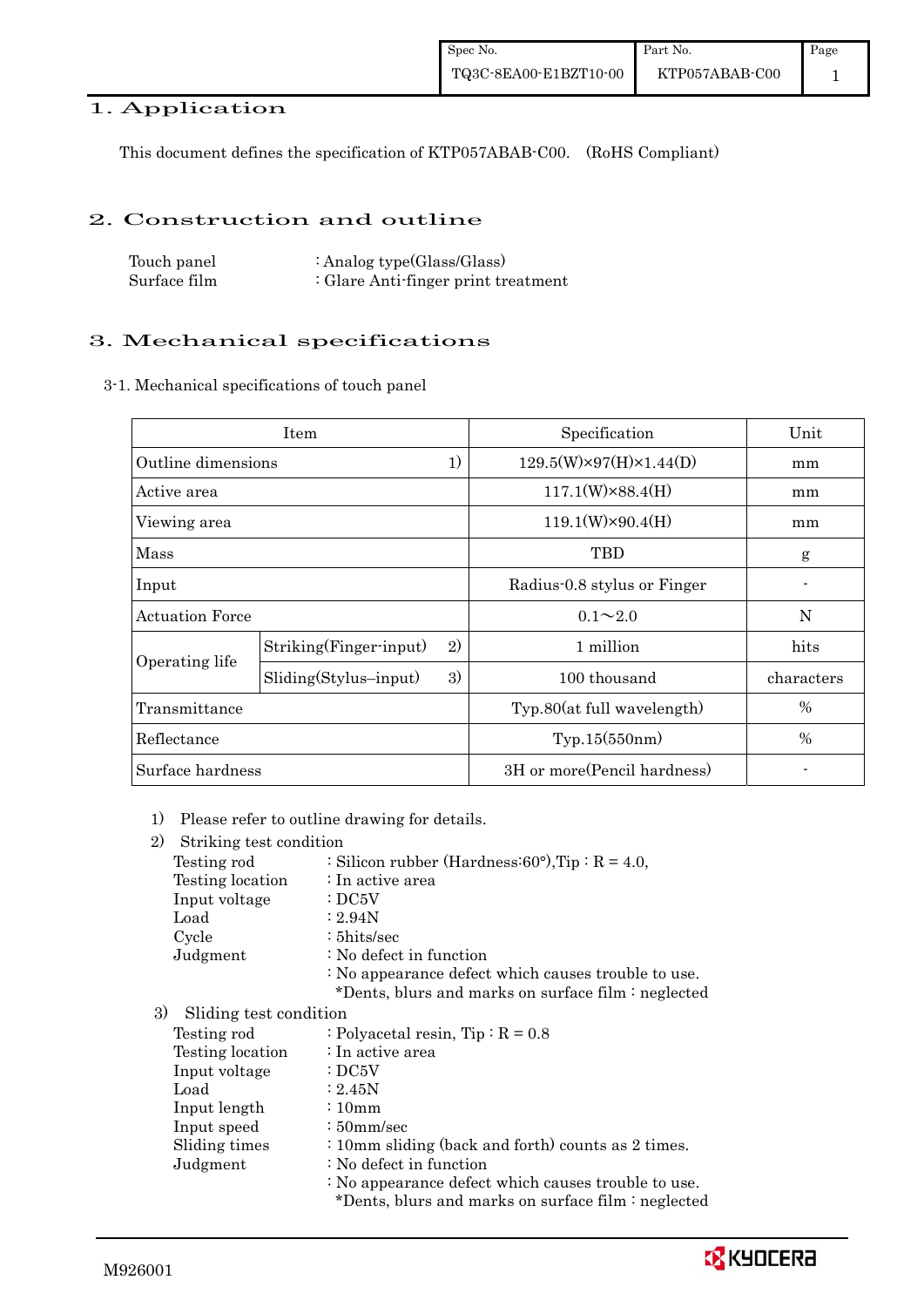## 1. Application

This document defines the specification of KTP057ABAB-C00. (RoHS Compliant)

## 2. Construction and outline

| | |
|---|---|
| Touch panel | : Analog type(Glass/Glass) |
| Surface film | : Glare Anti-finger print treatment |

## 3. Mechanical specifications

3-1. Mechanical specifications of touch panel

| Item | | | Specification | Unit |
|---|---|---|---|---|
| Outline dimensions | | 1) | 129.5(W)×97(H)×1.44(D) | mm |
| Active area | | | 117.1(W)×88.4(H) | mm |
| Viewing area | | | 119.1(W)×90.4(H) | mm |
| Mass | | | TBD | g |
| Input | | | Radius-0.8 stylus or Finger | - |
| Actuation Force | | | 0.1～2.0 | N |
| Operating life | Striking(Finger-input) | 2) | 1 million | hits |
| | Sliding(Stylus–input) | 3) | 100 thousand | characters |
| Transmittance | | | Typ.80(at full wavelength) | % |
| Reflectance | | | Typ.15(550nm) | % |
| Surface hardness | | | 3H or more(Pencil hardness) | - |

1) Please refer to outline drawing for details.

2) Striking test condition

| | |
|---|---|
| Testing rod | : Silicon rubber (Hardness:60°),Tip : R = 4.0, |
| Testing location | : In active area |
| Input voltage | : DC5V |
| Load | : 2.94N |
| Cycle | : 5hits/sec |
| Judgment | : No defect in function |
| | : No appearance defect which causes trouble to use. *Dents, blurs and marks on surface film : neglected |

3) Sliding test condition

| | |
|---|---|
| Testing rod | : Polyacetal resin, Tip : R = 0.8 |
| Testing location | : In active area |
| Input voltage | : DC5V |
| Load | : 2.45N |
| Input length | : 10mm |
| Input speed | : 50mm/sec |
| Sliding times | : 10mm sliding (back and forth) counts as 2 times. |
| Judgment | : No defect in function |
| | : No appearance defect which causes trouble to use. *Dents, blurs and marks on surface film : neglected |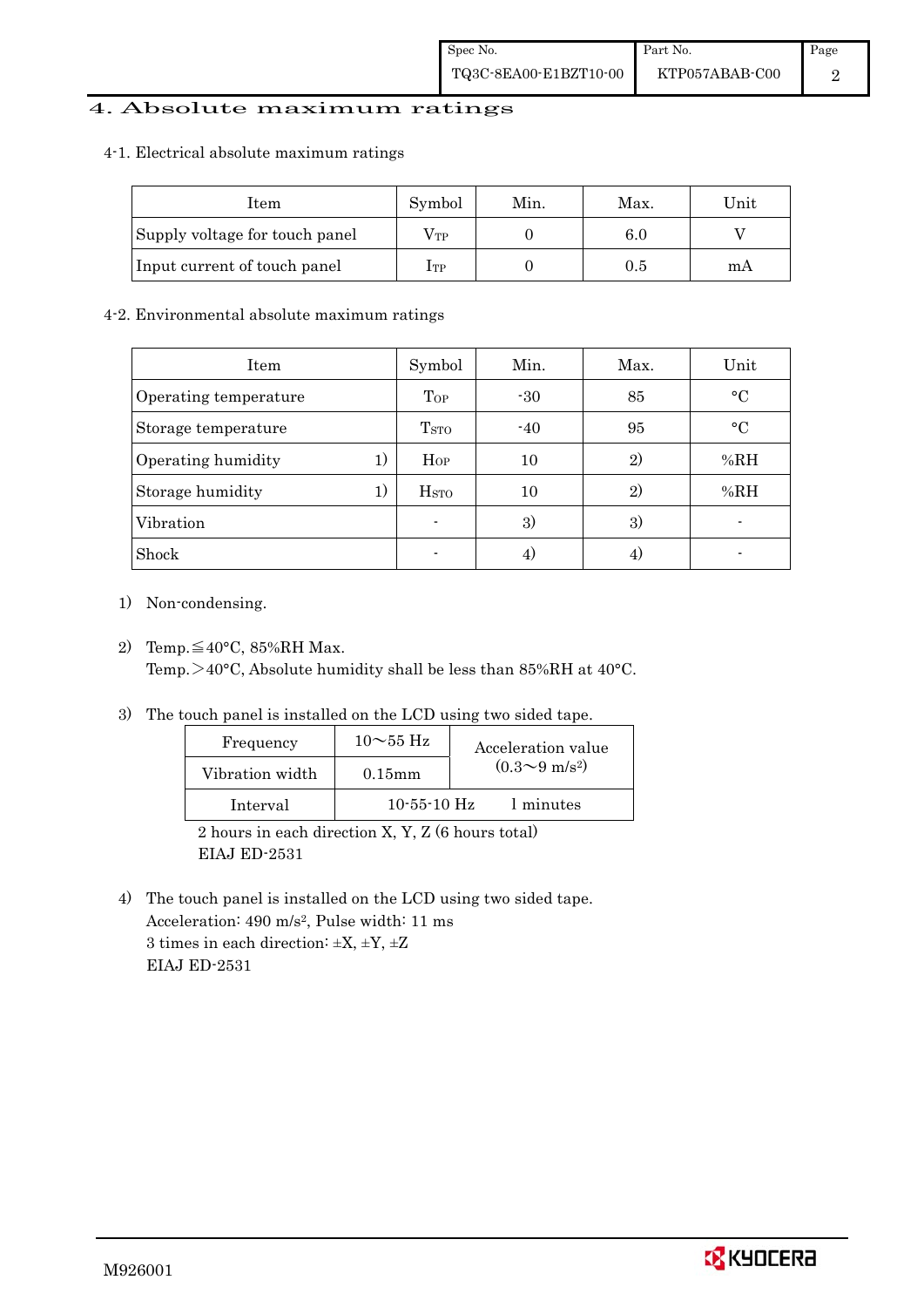# 4. Absolute maximum ratings

## 4-1. Electrical absolute maximum ratings

| Item | Symbol | Min. | Max. | Unit |
|---|---|---|---|---|
| Supply voltage for touch panel | $V_{TP}$ | 0 | 6.0 | V |
| Input current of touch panel | $I_{TP}$ | 0 | 0.5 | mA |

## 4-2. Environmental absolute maximum ratings

| Item | Symbol | Min. | Max. | Unit |
|---|---|---|---|---|
| Operating temperature | $T_{OP}$ | -30 | 85 | °C |
| Storage temperature | $T_{STO}$ | -40 | 95 | °C |
| Operating humidity 1) | $H_{OP}$ | 10 | 2) | %RH |
| Storage humidity 1) | $H_{STO}$ | 10 | 2) | %RH |
| Vibration | - | 3) | 3) | - |
| Shock | - | 4) | 4) | - |

1) Non-condensing.

2) Temp.≦40°C, 85%RH Max.
   Temp.＞40°C, Absolute humidity shall be less than 85%RH at 40°C.

3) The touch panel is installed on the LCD using two sided tape.

| Frequency | 10～55 Hz | Acceleration value ($0.3$～$9\ m/s^2$) |
|---|---|---|
| Vibration width | 0.15mm | |
| Interval | 10-55-10 Hz | 1 minutes |

   2 hours in each direction X, Y, Z (6 hours total)
   EIAJ ED-2531

4) The touch panel is installed on the LCD using two sided tape.
   Acceleration: 490 $m/s^2$, Pulse width: 11 ms
   3 times in each direction: ±X, ±Y, ±Z
   EIAJ ED-2531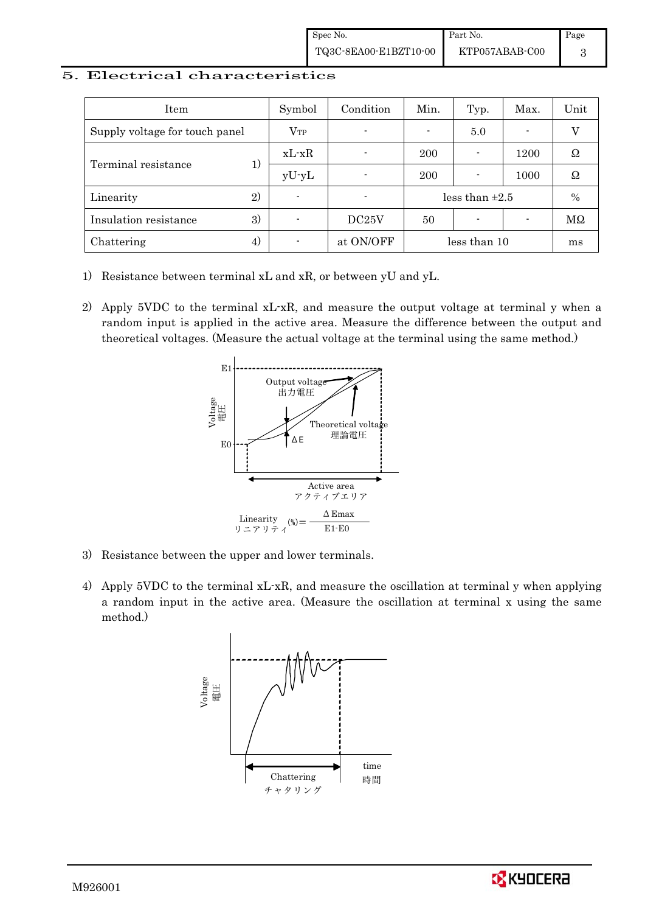## 5. Electrical characteristics

| Item | | Symbol | Condition | Min. | Typ. | Max. | Unit |
|---|---|---|---|---|---|---|---|
| Supply voltage for touch panel | | $V_{TP}$ | - | - | 5.0 | - | V |
| Terminal resistance | 1) | xL-xR | - | 200 | - | 1200 | Ω |
| | | yU-yL | - | 200 | - | 1000 | Ω |
| Linearity | 2) | - | - | less than ±2.5 | | | % |
| Insulation resistance | 3) | - | DC25V | 50 | - | - | MΩ |
| Chattering | 4) | - | at ON/OFF | less than 10 | | | ms |

1) Resistance between terminal xL and xR, or between yU and yL.

2) Apply 5VDC to the terminal xL-xR, and measure the output voltage at terminal y when a random input is applied in the active area. Measure the difference between the output and theoretical voltages. (Measure the actual voltage at the terminal using the same method.)

Linearity リニアリティ $(\%) = \dfrac{\Delta \text{Emax}}{\text{E1-E0}}$

3) Resistance between the upper and lower terminals.

4) Apply 5VDC to the terminal xL-xR, and measure the oscillation at terminal y when applying a random input in the active area. (Measure the oscillation at terminal x using the same method.)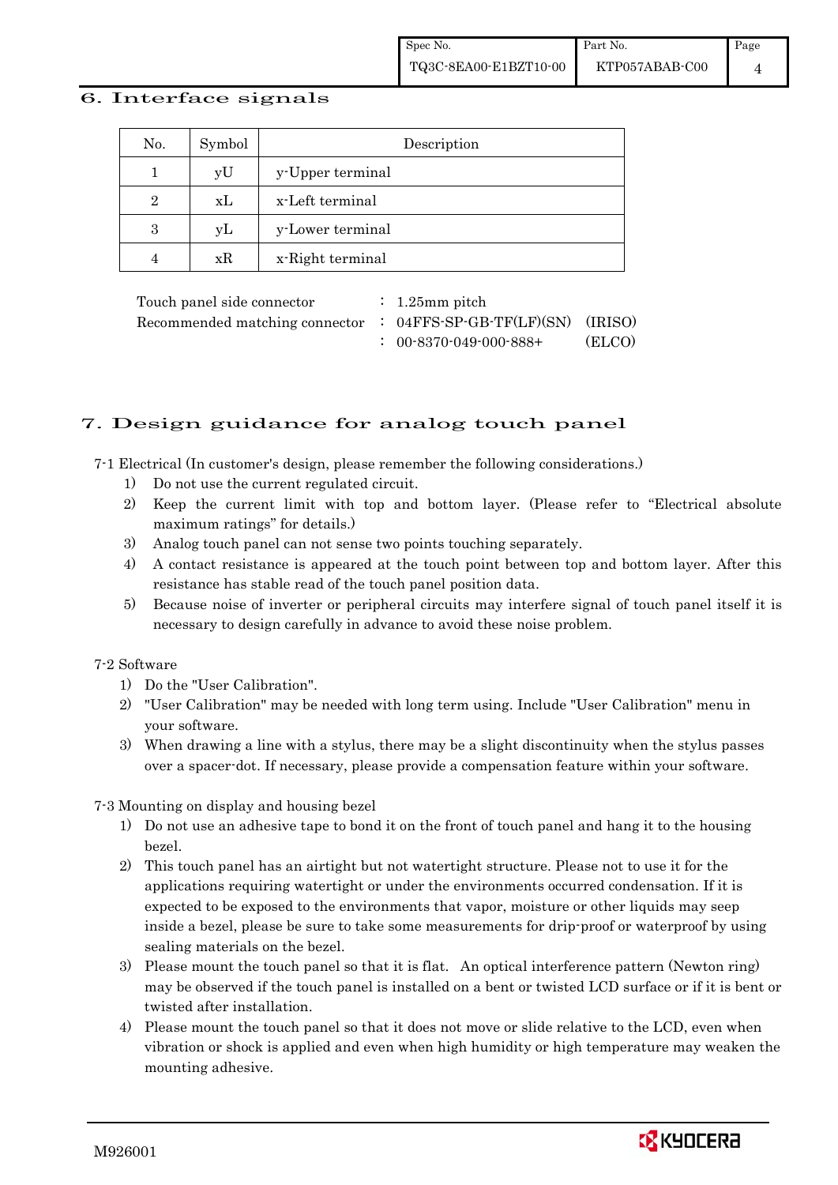## 6. Interface signals

| No. | Symbol | Description |
|---|---|---|
| 1 | yU | y-Upper terminal |
| 2 | xL | x-Left terminal |
| 3 | yL | y-Lower terminal |
| 4 | xR | x-Right terminal |

Touch panel side connector : 1.25mm pitch
Recommended matching connector : 04FFS-SP-GB-TF(LF)(SN) (IRISO)
: 00-8370-049-000-888+ (ELCO)

## 7. Design guidance for analog touch panel

7-1 Electrical (In customer's design, please remember the following considerations.)

1) Do not use the current regulated circuit.
2) Keep the current limit with top and bottom layer. (Please refer to "Electrical absolute maximum ratings" for details.)
3) Analog touch panel can not sense two points touching separately.
4) A contact resistance is appeared at the touch point between top and bottom layer. After this resistance has stable read of the touch panel position data.
5) Because noise of inverter or peripheral circuits may interfere signal of touch panel itself it is necessary to design carefully in advance to avoid these noise problem.

7-2 Software

1) Do the "User Calibration".
2) "User Calibration" may be needed with long term using. Include "User Calibration" menu in your software.
3) When drawing a line with a stylus, there may be a slight discontinuity when the stylus passes over a spacer-dot. If necessary, please provide a compensation feature within your software.

7-3 Mounting on display and housing bezel

1) Do not use an adhesive tape to bond it on the front of touch panel and hang it to the housing bezel.
2) This touch panel has an airtight but not watertight structure. Please not to use it for the applications requiring watertight or under the environments occurred condensation. If it is expected to be exposed to the environments that vapor, moisture or other liquids may seep inside a bezel, please be sure to take some measurements for drip-proof or waterproof by using sealing materials on the bezel.
3) Please mount the touch panel so that it is flat. An optical interference pattern (Newton ring) may be observed if the touch panel is installed on a bent or twisted LCD surface or if it is bent or twisted after installation.
4) Please mount the touch panel so that it does not move or slide relative to the LCD, even when vibration or shock is applied and even when high humidity or high temperature may weaken the mounting adhesive.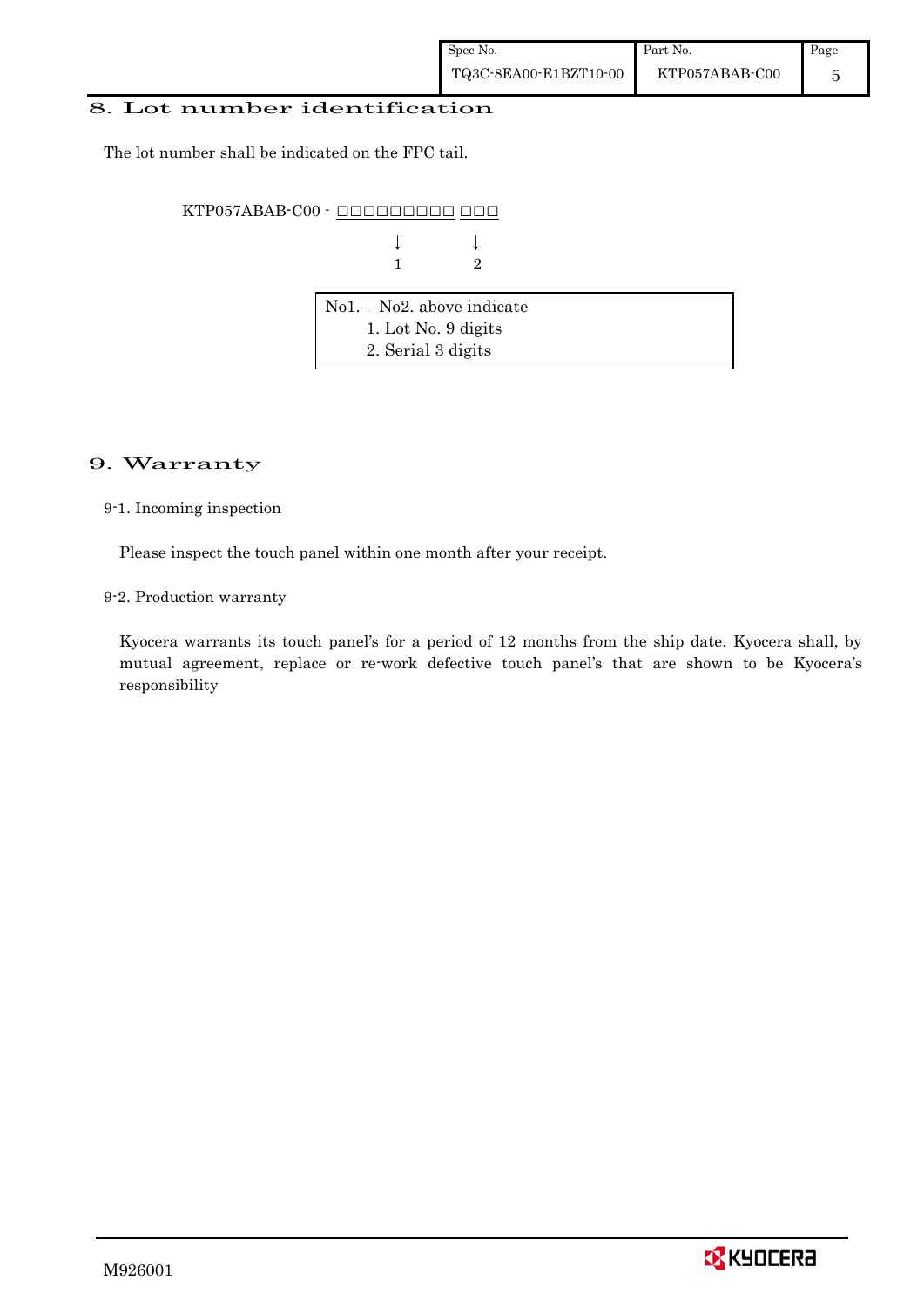## 8. Lot number identification

The lot number shall be indicated on the FPC tail.

```
KTP057ABAB-C00 - □□□□□□□□□ □□□
                     ↓        ↓
                     1        2
```

| No1. – No2. above indicate |
|---|
| 1. Lot No. 9 digits |
| 2. Serial 3 digits |

## 9. Warranty

### 9-1. Incoming inspection

Please inspect the touch panel within one month after your receipt.

### 9-2. Production warranty

Kyocera warrants its touch panel's for a period of 12 months from the ship date. Kyocera shall, by mutual agreement, replace or re-work defective touch panel's that are shown to be Kyocera's responsibility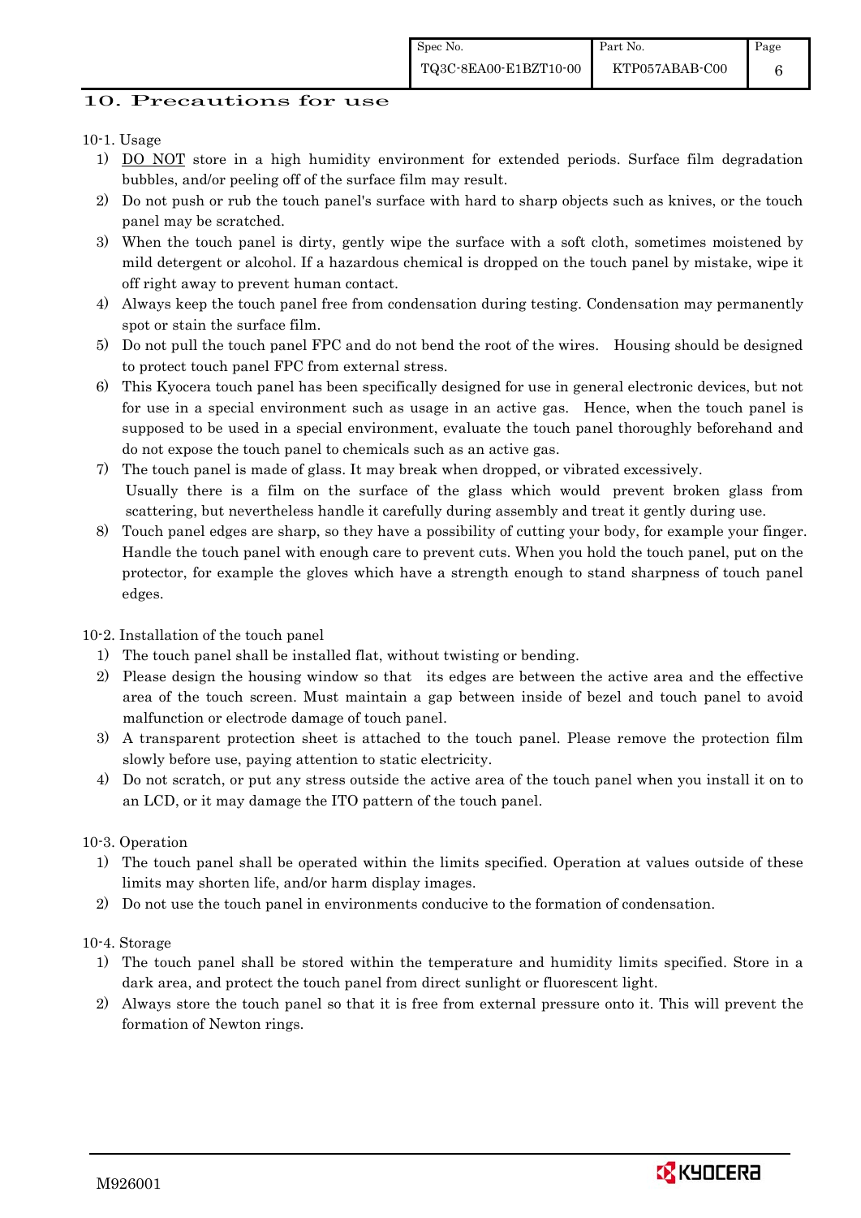## 10. Precautions for use

10-1. Usage

1) DO NOT store in a high humidity environment for extended periods. Surface film degradation bubbles, and/or peeling off of the surface film may result.
2) Do not push or rub the touch panel's surface with hard to sharp objects such as knives, or the touch panel may be scratched.
3) When the touch panel is dirty, gently wipe the surface with a soft cloth, sometimes moistened by mild detergent or alcohol. If a hazardous chemical is dropped on the touch panel by mistake, wipe it off right away to prevent human contact.
4) Always keep the touch panel free from condensation during testing. Condensation may permanently spot or stain the surface film.
5) Do not pull the touch panel FPC and do not bend the root of the wires. Housing should be designed to protect touch panel FPC from external stress.
6) This Kyocera touch panel has been specifically designed for use in general electronic devices, but not for use in a special environment such as usage in an active gas. Hence, when the touch panel is supposed to be used in a special environment, evaluate the touch panel thoroughly beforehand and do not expose the touch panel to chemicals such as an active gas.
7) The touch panel is made of glass. It may break when dropped, or vibrated excessively.
   Usually there is a film on the surface of the glass which would prevent broken glass from scattering, but nevertheless handle it carefully during assembly and treat it gently during use.
8) Touch panel edges are sharp, so they have a possibility of cutting your body, for example your finger. Handle the touch panel with enough care to prevent cuts. When you hold the touch panel, put on the protector, for example the gloves which have a strength enough to stand sharpness of touch panel edges.

10-2. Installation of the touch panel

1) The touch panel shall be installed flat, without twisting or bending.
2) Please design the housing window so that its edges are between the active area and the effective area of the touch screen. Must maintain a gap between inside of bezel and touch panel to avoid malfunction or electrode damage of touch panel.
3) A transparent protection sheet is attached to the touch panel. Please remove the protection film slowly before use, paying attention to static electricity.
4) Do not scratch, or put any stress outside the active area of the touch panel when you install it on to an LCD, or it may damage the ITO pattern of the touch panel.

10-3. Operation

1) The touch panel shall be operated within the limits specified. Operation at values outside of these limits may shorten life, and/or harm display images.
2) Do not use the touch panel in environments conducive to the formation of condensation.

10-4. Storage

1) The touch panel shall be stored within the temperature and humidity limits specified. Store in a dark area, and protect the touch panel from direct sunlight or fluorescent light.
2) Always store the touch panel so that it is free from external pressure onto it. This will prevent the formation of Newton rings.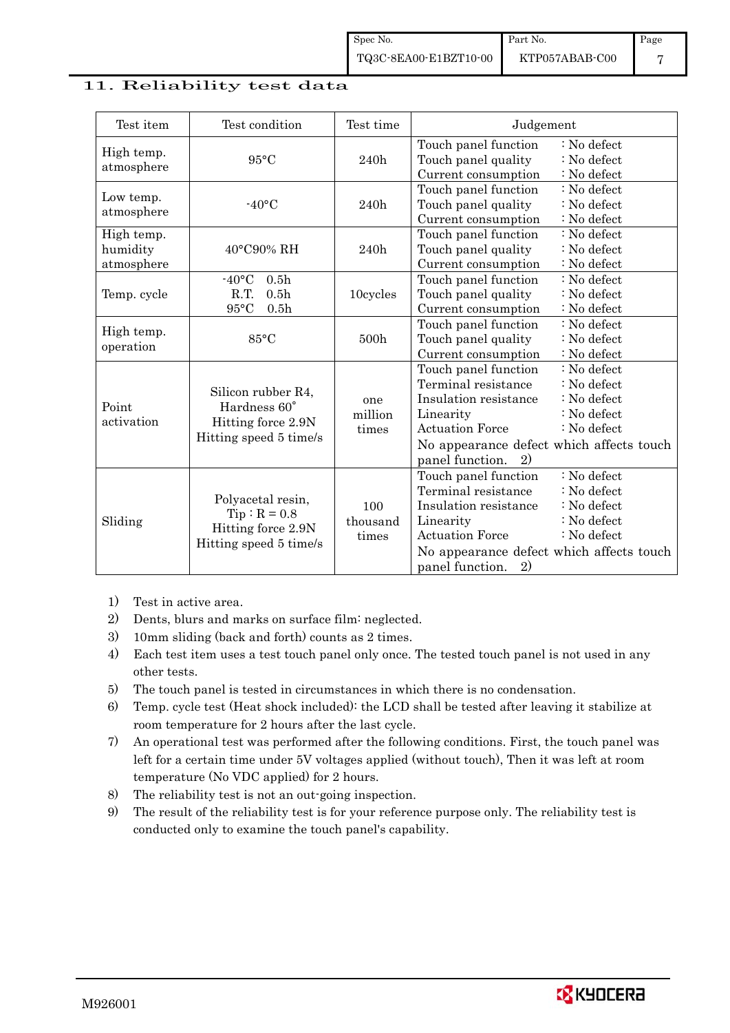## 11. Reliability test data

| Test item | Test condition | Test time | Judgement |
|---|---|---|---|
| High temp. atmosphere | 95°C | 240h | Touch panel function : No defect<br>Touch panel quality : No defect<br>Current consumption : No defect |
| Low temp. atmosphere | -40°C | 240h | Touch panel function : No defect<br>Touch panel quality : No defect<br>Current consumption : No defect |
| High temp. humidity atmosphere | 40°C90% RH | 240h | Touch panel function : No defect<br>Touch panel quality : No defect<br>Current consumption : No defect |
| Temp. cycle | -40°C 0.5h<br>R.T. 0.5h<br>95°C 0.5h | 10cycles | Touch panel function : No defect<br>Touch panel quality : No defect<br>Current consumption : No defect |
| High temp. operation | 85°C | 500h | Touch panel function : No defect<br>Touch panel quality : No defect<br>Current consumption : No defect |
| Point activation | Silicon rubber R4, Hardness 60˚<br>Hitting force 2.9N<br>Hitting speed 5 time/s | one million times | Touch panel function : No defect<br>Terminal resistance : No defect<br>Insulation resistance : No defect<br>Linearity : No defect<br>Actuation Force : No defect<br>No appearance defect which affects touch panel function. 2) |
| Sliding | Polyacetal resin, Tip : R = 0.8<br>Hitting force 2.9N<br>Hitting speed 5 time/s | 100 thousand times | Touch panel function : No defect<br>Terminal resistance : No defect<br>Insulation resistance : No defect<br>Linearity : No defect<br>Actuation Force : No defect<br>No appearance defect which affects touch panel function. 2) |

1) Test in active area.
2) Dents, blurs and marks on surface film: neglected.
3) 10mm sliding (back and forth) counts as 2 times.
4) Each test item uses a test touch panel only once. The tested touch panel is not used in any other tests.
5) The touch panel is tested in circumstances in which there is no condensation.
6) Temp. cycle test (Heat shock included): the LCD shall be tested after leaving it stabilize at room temperature for 2 hours after the last cycle.
7) An operational test was performed after the following conditions. First, the touch panel was left for a certain time under 5V voltages applied (without touch), Then it was left at room temperature (No VDC applied) for 2 hours.
8) The reliability test is not an out-going inspection.
9) The result of the reliability test is for your reference purpose only. The reliability test is conducted only to examine the touch panel's capability.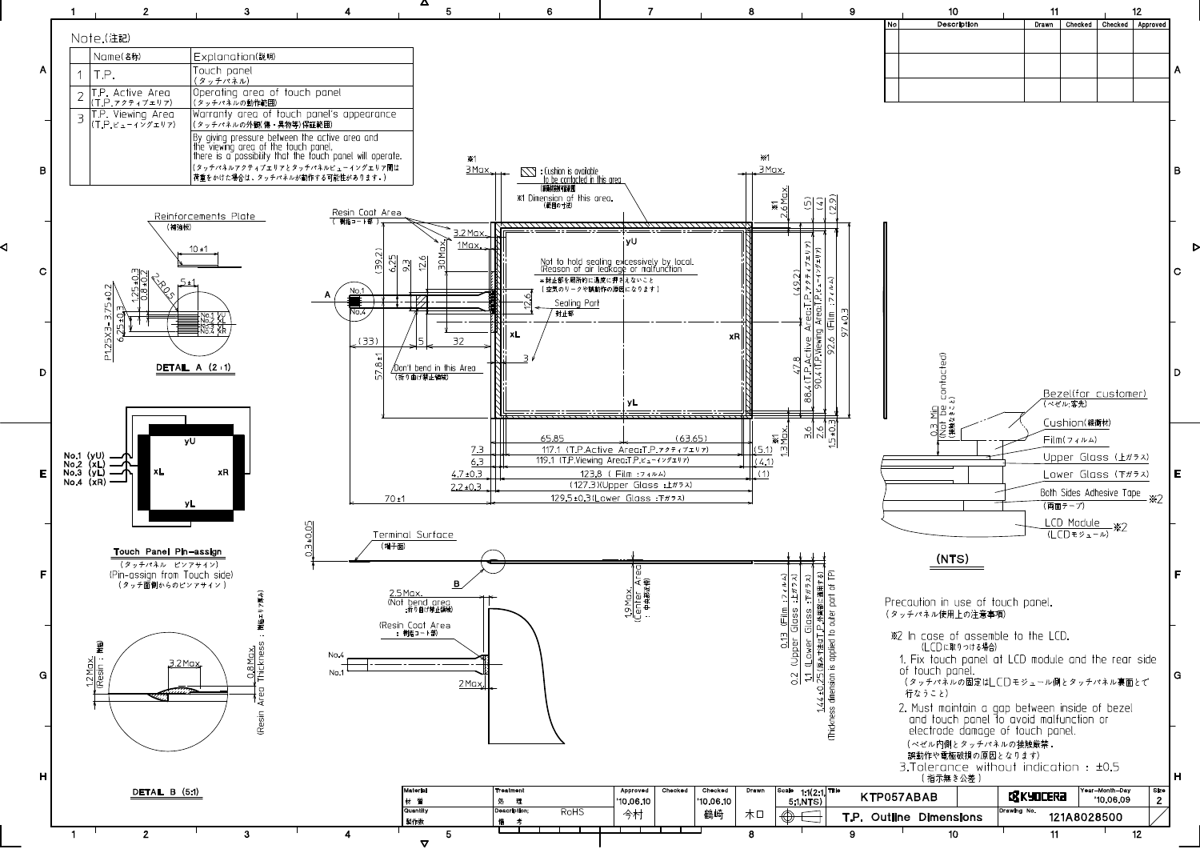## Note.(注記)

| | Name(名称) | Explanation(説明) |
|---|---|---|
| 1 | T.P. | Touch panel (タッチパネル) |
| 2 | T.P. Active Area (T.P.アクティブエリア) | Operating area of touch panel (タッチパネルの動作範囲) |
| 3 | T.P. Viewing Area (T.P.ビューイングエリア) | Warranty area of touch panel's appearance (タッチパネルの外観(傷・異物等)保証範囲) |
| | | By giving pressure between the active area and the viewing area of the touch panel, there is a possibility that the touch panel will operate. (タッチパネルアクティブエリアとタッチパネルビューイングエリア間は荷重をかけた場合は、タッチパネルが動作する可能性があります。) |

Reinforcements Plate (補強板)

DETAIL A (2:1)

Touch Panel Pin-assign (タッチパネル ピンアサイン) (Pin-assign from Touch side) (タッチ面側からのピンアサイン)

- No.1 (yU)
- No.2 (xL)
- No.3 (yL)
- No.4 (xR)

DETAIL B (5:1)

Resin Coat Area (樹脂コート部)

: Cushion is available to be contacted in this area (緩衝材接触可能範囲)

※1 Dimension of this area. (範囲の寸法)

Not to hold sealing excessively by local. (Reason of air leakage or malfunction)
※封止部を局所的に過度に押さえないこと (空気のリークや誤動作の原因になります)

Sealing Part 封止部

Don't bend in this Area (折り曲げ禁止領域)

- 117.1 (T.P.Active Area:T.P.アクティブエリア)
- 119.1 (T.P.Viewing Area:T.P.ビューイングエリア)
- 123.8 (Film :フィルム)
- (127.3)(Upper Glass :上ガラス)
- 129.5±0.3(Lower Glass :下ガラス)
- 88.4(T.P.Active Area:T.P.アクティブエリア)
- 90.4(T.P.Viewing Area:T.P.ビューイングエリア)
- 92.6 (Film :フィルム)
- 97±0.3

Terminal Surface (端子面)

2.5Max. (Not bend area :折り曲げ禁止領域)

1.9Max. (Center Area : 中央部付近)

- 0.13 (Film :フィルム)
- 0.2 (Upper Glass :上ガラス)
- 1.1 (Lower Glass :下ガラス)
- 1.44±0.25(厚み寸法はT.P.外周部に適用する) (Thickness dimension is applied to outer part of TP)

(Resin Area Thickness : 樹脂塗布部の厚み)

0.3 Min (Not be contacted) (接触なきこと)

- Bezel(for customer) (ベゼル:客先)
- Cushion(緩衝材)
- Film(フィルム)
- Upper Glass (上ガラス)
- Lower Glass (下ガラス)
- Both Sides Adhesive Tape (両面テープ) ※2
- LCD Module (LCDモジュール) ※2

(NTS)

Precaution in use of touch panel. (タッチパネル使用上の注意事項)

※2 In case of assemble to the LCD. (LCDに取りつける場合)

1. Fix touch panel at LCD module and the rear side of touch panel.
(タッチパネルの固定はLCDモジュール側とタッチパネル裏面とで行なうこと)
2. Must maintain a gap between inside of bezel and touch panel to avoid malfunction or electrode damage of touch panel.
(ベゼル内側とタッチパネルの接触厳禁.
誤動作や電極破損の原因となります)
3. Tolerance without indication : ±0.5
(指示無き公差)

| Material 材質 | Treatment 処理 | Approved | Checked | Checked | Drawn | Scale | Title | Year-Month-Day | Size |
|---|---|---|---|---|---|---|---|---|---|
| Quantity 製作数 | Description; 備考 RoHS | '10.06.10 今村 | | '10.06.10 鶴崎 | 木口 | 1:1(2:1, 5:1,NTS) | KTP057ABAB / T.P. Outline Dimensions | '10.06.09 | 2 |
| | | | | | | | Drawing No. 121A8028500 | | |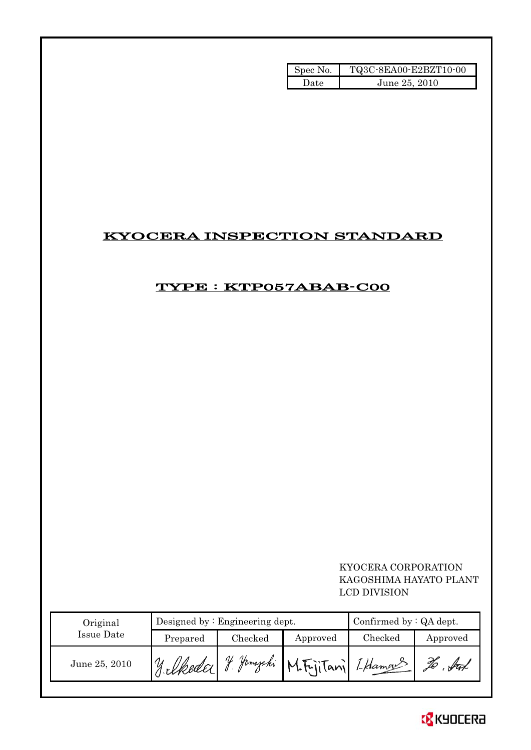| Spec No. | TQ3C-8EA00-E2BZT10-00 |
| --- | --- |
| Date | June 25, 2010 |

# KYOCERA INSPECTION STANDARD

## TYPE : KTP057ABAB-C00

KYOCERA CORPORATION
KAGOSHIMA HAYATO PLANT
LCD DIVISION

| Original Issue Date | Designed by : Engineering dept. | | | Confirmed by : QA dept. | |
| --- | --- | --- | --- | --- | --- |
| | Prepared | Checked | Approved | Checked | Approved |
| June 25, 2010 | Y. Ikeda | Y. Yamazaki | M. FujiTani | I. Hamano | |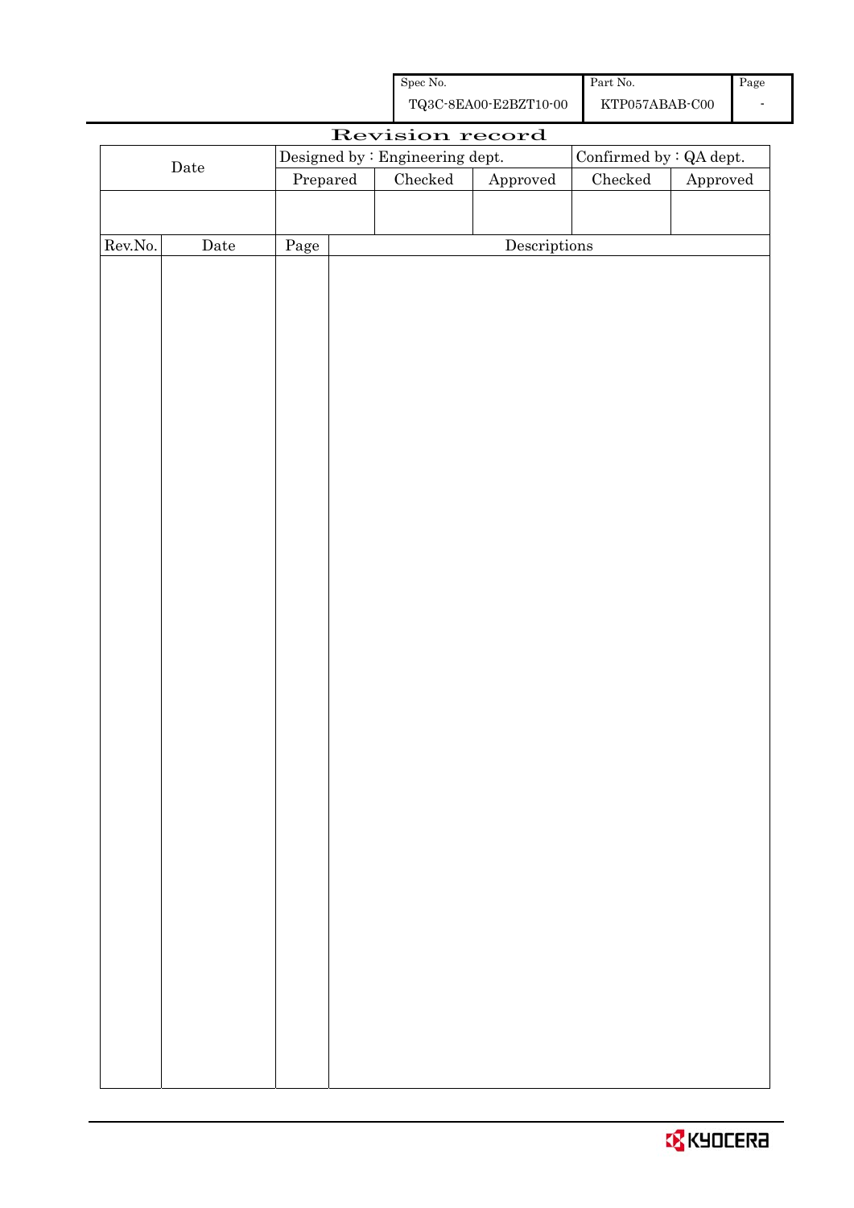| Spec No. | Part No. | Page |
|---|---|---|
| TQ3C-8EA00-E2BZT10-00 | KTP057ABAB-C00 | - |

# Revision record

| Date | Designed by : Engineering dept. | | | Confirmed by : QA dept. | |
|---|---|---|---|---|---|
| | Prepared | Checked | Approved | Checked | Approved |
| | | | | | |

| Rev.No. | Date | Page | Descriptions |
|---|---|---|---|
| | | | |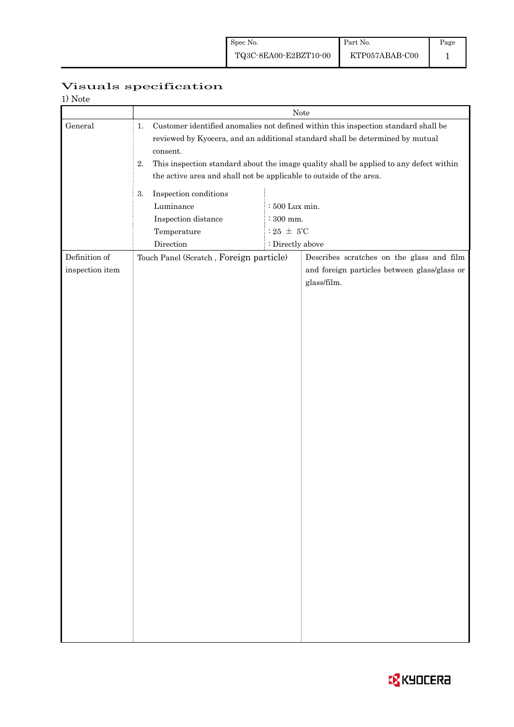# Visuals specification

1) Note

| | Note | | |
|---|---|---|---|
| General | 1. Customer identified anomalies not defined within this inspection standard shall be reviewed by Kyocera, and an additional standard shall be determined by mutual consent.<br>2. This inspection standard about the image quality shall be applied to any defect within the active area and shall not be applicable to outside of the area.<br>3. Inspection conditions<br>Luminance : 500 Lux min.<br>Inspection distance : 300 mm.<br>Temperature : 25 ± 5℃<br>Direction : Directly above | | |
| Definition of inspection item | Touch Panel (Scratch , Foreign particle) | Describes scratches on the glass and film and foreign particles between glass/glass or glass/film. | |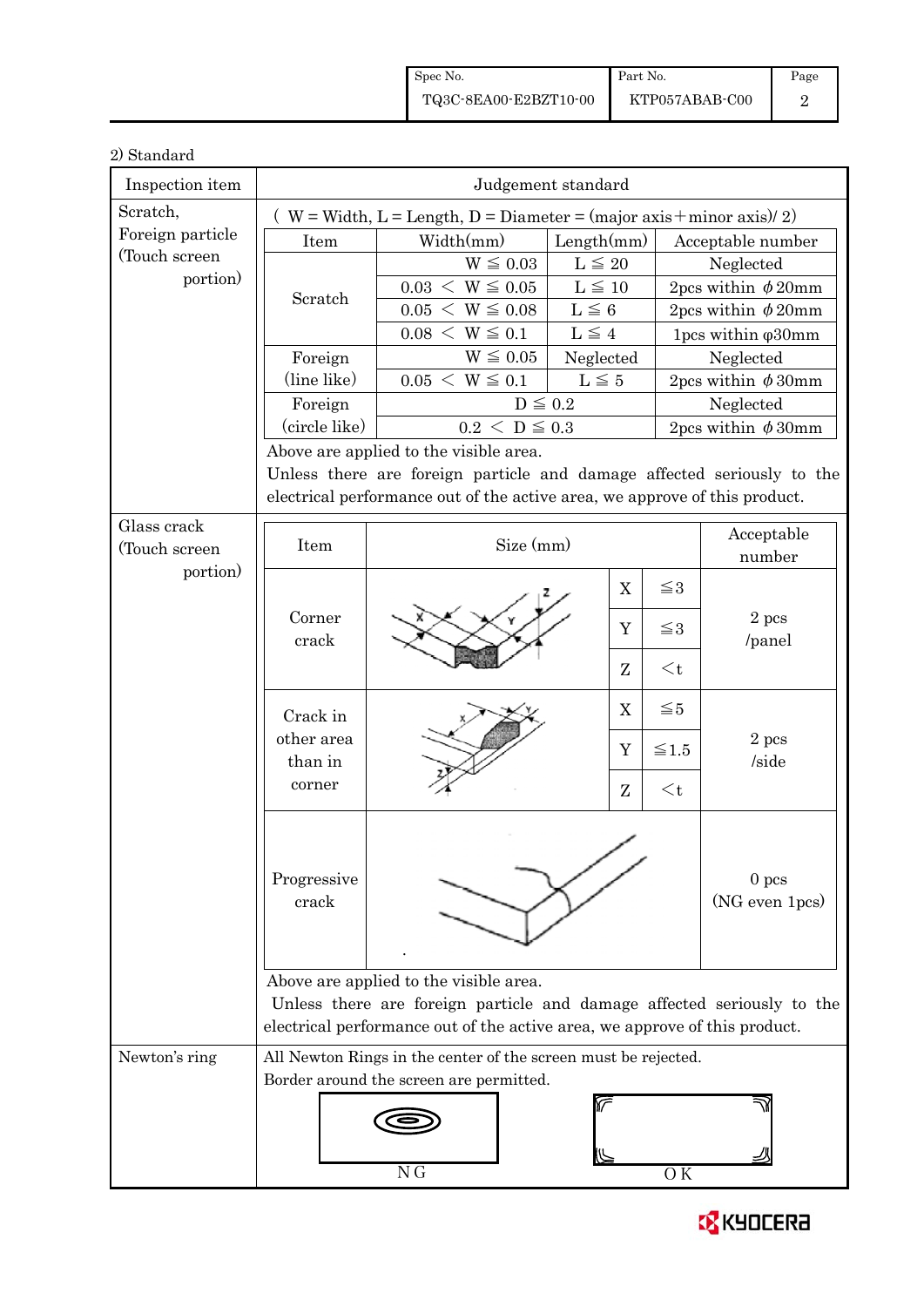2) Standard

| Inspection item | Judgement standard | | | |
|---|---|---|---|---|
| Scratch, Foreign particle (Touch screen portion) | ( W = Width, L = Length, D = Diameter = (major axis + minor axis)/ 2) | | | |
| | Item | Width(mm) | Length(mm) | Acceptable number |
| | Scratch | W ≦ 0.03 | L ≦ 20 | Neglected |
| | | 0.03 < W ≦ 0.05 | L ≦ 10 | 2pcs within φ20mm |
| | | 0.05 < W ≦ 0.08 | L ≦ 6 | 2pcs within φ20mm |
| | | 0.08 < W ≦ 0.1 | L ≦ 4 | 1pcs within φ30mm |
| | Foreign (line like) | W ≦ 0.05 | Neglected | Neglected |
| | | 0.05 < W ≦ 0.1 | L ≦ 5 | 2pcs within φ30mm |
| | Foreign (circle like) | D ≦ 0.2 | | Neglected |
| | | 0.2 < D ≦ 0.3 | | 2pcs within φ30mm |

Above are applied to the visible area.
Unless there are foreign particle and damage affected seriously to the electrical performance out of the active area, we approve of this product.

| Inspection item | Item | Size (mm) | | Acceptable number |
|---|---|---|---|---|
| Glass crack (Touch screen portion) | Corner crack | X | ≦3 | 2 pcs /panel |
| | | Y | ≦3 | |
| | | Z | <t | |
| | Crack in other area than in corner | X | ≦5 | 2 pcs /side |
| | | Y | ≦1.5 | |
| | | Z | <t | |
| | Progressive crack | | | 0 pcs (NG even 1pcs) |

Above are applied to the visible area.
Unless there are foreign particle and damage affected seriously to the electrical performance out of the active area, we approve of this product.

**Newton's ring**

All Newton Rings in the center of the screen must be rejected.
Border around the screen are permitted.

NG

OK